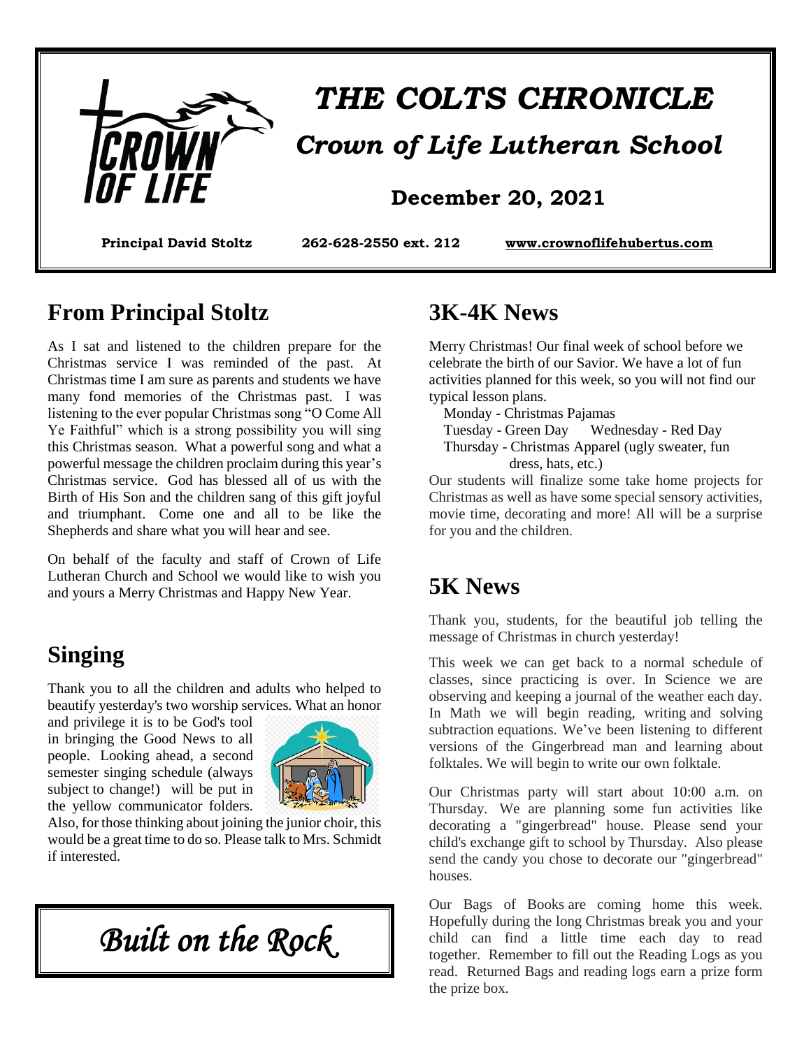# THE COLTS CHRONICLE

## Crown of Life Lutheran School

### December 20, 2021

**Principal David Stoltz** **262-628-2550 ext. 212** **www.crownoflifehubertus.com**

## From Principal Stoltz

As I sat and listened to the children prepare for the Christmas service I was reminded of the past. At Christmas time I am sure as parents and students we have many fond memories of the Christmas past. I was listening to the ever popular Christmas song "O Come All Ye Faithful" which is a strong possibility you will sing this Christmas season. What a powerful song and what a powerful message the children proclaim during this year's Christmas service. God has blessed all of us with the Birth of His Son and the children sang of this gift joyful and triumphant. Come one and all to be like the Shepherds and share what you will hear and see.

On behalf of the faculty and staff of Crown of Life Lutheran Church and School we would like to wish you and yours a Merry Christmas and Happy New Year.

## Singing

Thank you to all the children and adults who helped to beautify yesterday's two worship services. What an honor and privilege it is to be God's tool in bringing the Good News to all people. Looking ahead, a second semester singing schedule (always subject to change!) will be put in the yellow communicator folders. Also, for those thinking about joining the junior choir, this would be a great time to do so. Please talk to Mrs. Schmidt if interested.

*Built on the Rock*

## 3K-4K News

Merry Christmas! Our final week of school before we celebrate the birth of our Savior. We have a lot of fun activities planned for this week, so you will not find our typical lesson plans.

- Monday - Christmas Pajamas
- Tuesday - Green Day Wednesday - Red Day
- Thursday - Christmas Apparel (ugly sweater, fun dress, hats, etc.)

Our students will finalize some take home projects for Christmas as well as have some special sensory activities, movie time, decorating and more! All will be a surprise for you and the children.

## 5K News

Thank you, students, for the beautiful job telling the message of Christmas in church yesterday!

This week we can get back to a normal schedule of classes, since practicing is over. In Science we are observing and keeping a journal of the weather each day. In Math we will begin reading, writing and solving subtraction equations. We've been listening to different versions of the Gingerbread man and learning about folktales. We will begin to write our own folktale.

Our Christmas party will start about 10:00 a.m. on Thursday. We are planning some fun activities like decorating a "gingerbread" house. Please send your child's exchange gift to school by Thursday. Also please send the candy you chose to decorate our "gingerbread" houses.

Our Bags of Books are coming home this week. Hopefully during the long Christmas break you and your child can find a little time each day to read together. Remember to fill out the Reading Logs as you read. Returned Bags and reading logs earn a prize form the prize box.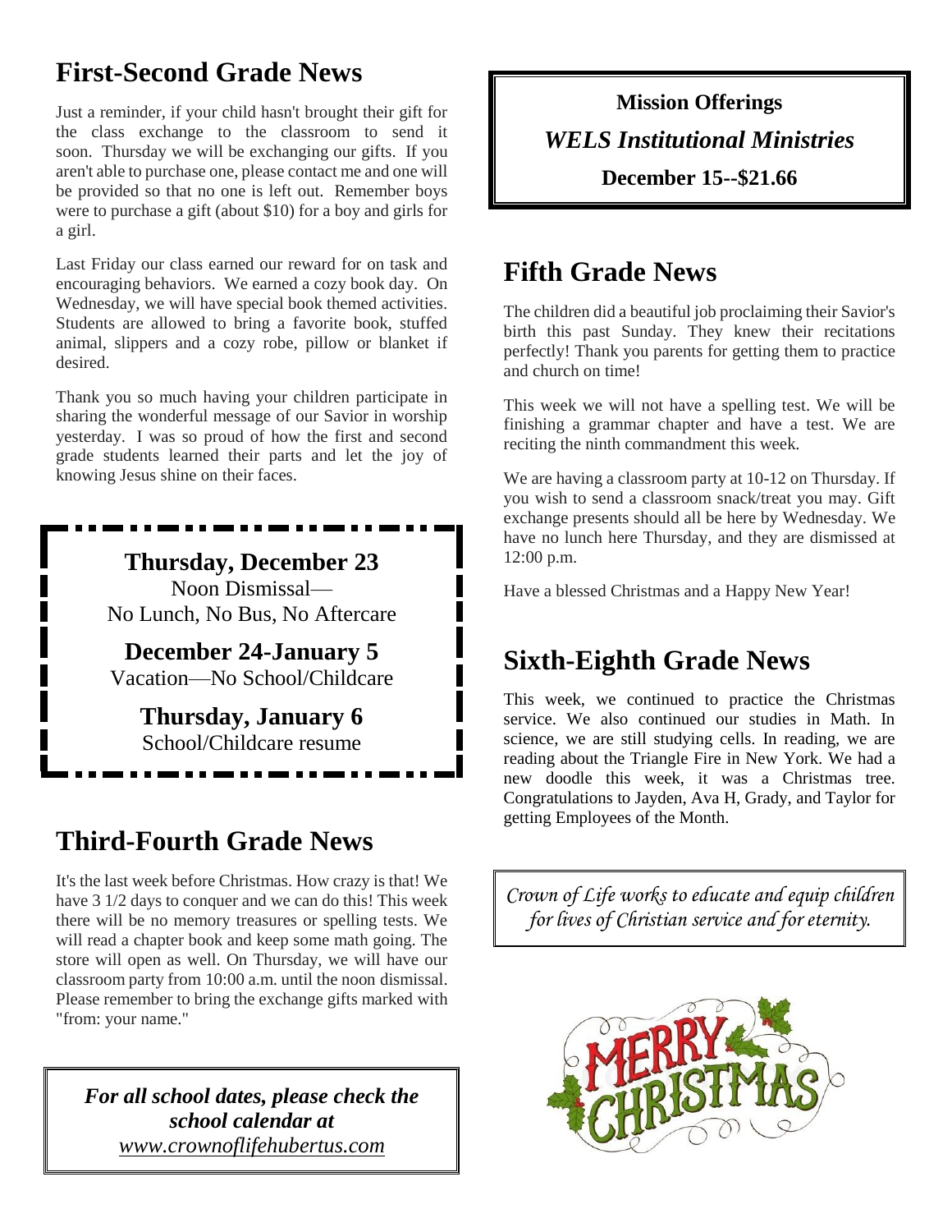## First-Second Grade News

Just a reminder, if your child hasn't brought their gift for the class exchange to the classroom to send it soon. Thursday we will be exchanging our gifts. If you aren't able to purchase one, please contact me and one will be provided so that no one is left out. Remember boys were to purchase a gift (about $10) for a boy and girls for a girl.

Last Friday our class earned our reward for on task and encouraging behaviors. We earned a cozy book day. On Wednesday, we will have special book themed activities. Students are allowed to bring a favorite book, stuffed animal, slippers and a cozy robe, pillow or blanket if desired.

Thank you so much having your children participate in sharing the wonderful message of our Savior in worship yesterday. I was so proud of how the first and second grade students learned their parts and let the joy of knowing Jesus shine on their faces.

**Thursday, December 23**
Noon Dismissal—
No Lunch, No Bus, No Aftercare

**December 24-January 5**
Vacation—No School/Childcare

**Thursday, January 6**
School/Childcare resume

## Third-Fourth Grade News

It's the last week before Christmas. How crazy is that! We have 3 1/2 days to conquer and we can do this! This week there will be no memory treasures or spelling tests. We will read a chapter book and keep some math going. The store will open as well. On Thursday, we will have our classroom party from 10:00 a.m. until the noon dismissal. Please remember to bring the exchange gifts marked with "from: your name."

***For all school dates, please check the school calendar at [www.crownoflifehubertus.com](www.crownoflifehubertus.com)***

**Mission Offerings**

***WELS Institutional Ministries***

**December 15--$21.66**

## Fifth Grade News

The children did a beautiful job proclaiming their Savior's birth this past Sunday. They knew their recitations perfectly! Thank you parents for getting them to practice and church on time!

This week we will not have a spelling test. We will be finishing a grammar chapter and have a test. We are reciting the ninth commandment this week.

We are having a classroom party at 10-12 on Thursday. If you wish to send a classroom snack/treat you may. Gift exchange presents should all be here by Wednesday. We have no lunch here Thursday, and they are dismissed at 12:00 p.m.

Have a blessed Christmas and a Happy New Year!

## Sixth-Eighth Grade News

This week, we continued to practice the Christmas service. We also continued our studies in Math. In science, we are still studying cells. In reading, we are reading about the Triangle Fire in New York. We had a new doodle this week, it was a Christmas tree. Congratulations to Jayden, Ava H, Grady, and Taylor for getting Employees of the Month.

*Crown of Life works to educate and equip children for lives of Christian service and for eternity.*

MERRY CHRISTMAS